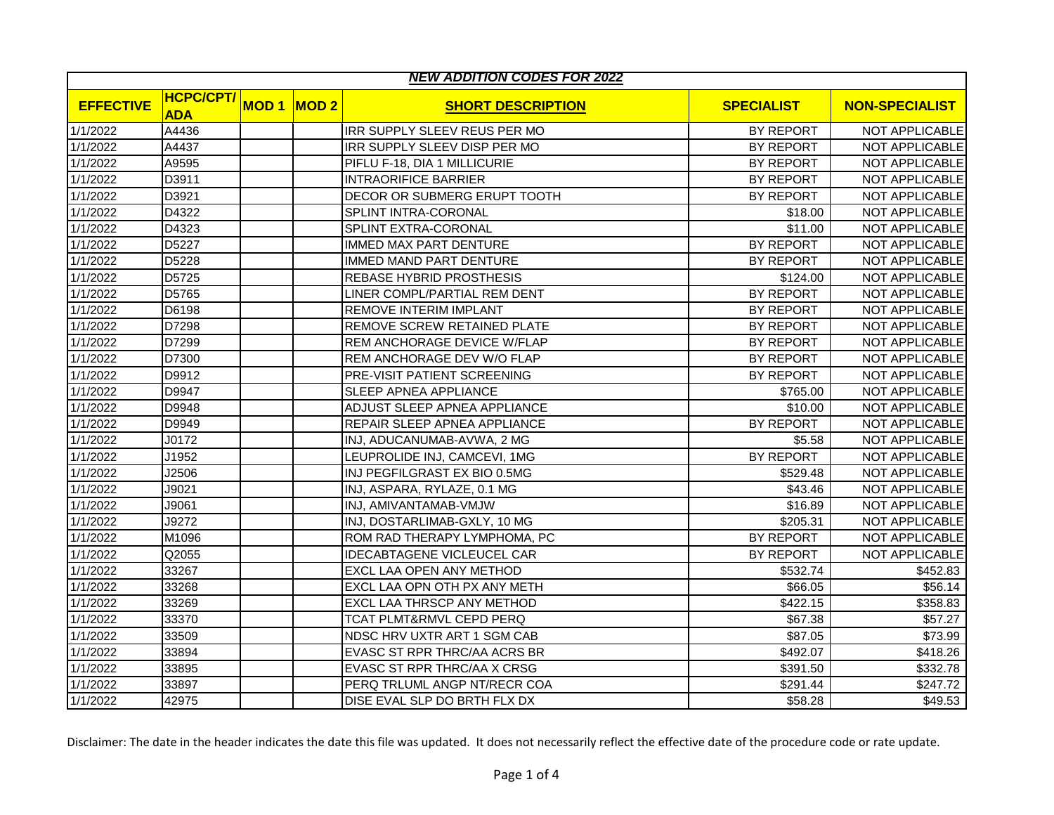| ***NEW ADDITION CODES FOR 2022*** | | | | | | |
|---|---|---|---|---|---|---|
| **EFFECTIVE** | **HCPC/CPT/ ADA** | **MOD 1** | **MOD 2** | **SHORT DESCRIPTION** | **SPECIALIST** | **NON-SPECIALIST** |
| 1/1/2022 | A4436 | | | IRR SUPPLY SLEEV REUS PER MO | BY REPORT | NOT APPLICABLE |
| 1/1/2022 | A4437 | | | IRR SUPPLY SLEEV DISP PER MO | BY REPORT | NOT APPLICABLE |
| 1/1/2022 | A9595 | | | PIFLU F-18, DIA 1 MILLICURIE | BY REPORT | NOT APPLICABLE |
| 1/1/2022 | D3911 | | | INTRAORIFICE BARRIER | BY REPORT | NOT APPLICABLE |
| 1/1/2022 | D3921 | | | DECOR OR SUBMERG ERUPT TOOTH | BY REPORT | NOT APPLICABLE |
| 1/1/2022 | D4322 | | | SPLINT INTRA-CORONAL | $18.00 | NOT APPLICABLE |
| 1/1/2022 | D4323 | | | SPLINT EXTRA-CORONAL | $11.00 | NOT APPLICABLE |
| 1/1/2022 | D5227 | | | IMMED MAX PART DENTURE | BY REPORT | NOT APPLICABLE |
| 1/1/2022 | D5228 | | | IMMED MAND PART DENTURE | BY REPORT | NOT APPLICABLE |
| 1/1/2022 | D5725 | | | REBASE HYBRID PROSTHESIS | $124.00 | NOT APPLICABLE |
| 1/1/2022 | D5765 | | | LINER COMPL/PARTIAL REM DENT | BY REPORT | NOT APPLICABLE |
| 1/1/2022 | D6198 | | | REMOVE INTERIM IMPLANT | BY REPORT | NOT APPLICABLE |
| 1/1/2022 | D7298 | | | REMOVE SCREW RETAINED PLATE | BY REPORT | NOT APPLICABLE |
| 1/1/2022 | D7299 | | | REM ANCHORAGE DEVICE W/FLAP | BY REPORT | NOT APPLICABLE |
| 1/1/2022 | D7300 | | | REM ANCHORAGE DEV W/O FLAP | BY REPORT | NOT APPLICABLE |
| 1/1/2022 | D9912 | | | PRE-VISIT PATIENT SCREENING | BY REPORT | NOT APPLICABLE |
| 1/1/2022 | D9947 | | | SLEEP APNEA APPLIANCE | $765.00 | NOT APPLICABLE |
| 1/1/2022 | D9948 | | | ADJUST SLEEP APNEA APPLIANCE | $10.00 | NOT APPLICABLE |
| 1/1/2022 | D9949 | | | REPAIR SLEEP APNEA APPLIANCE | BY REPORT | NOT APPLICABLE |
| 1/1/2022 | J0172 | | | INJ, ADUCANUMAB-AVWA, 2 MG | $5.58 | NOT APPLICABLE |
| 1/1/2022 | J1952 | | | LEUPROLIDE INJ, CAMCEVI, 1MG | BY REPORT | NOT APPLICABLE |
| 1/1/2022 | J2506 | | | INJ PEGFILGRAST EX BIO 0.5MG | $529.48 | NOT APPLICABLE |
| 1/1/2022 | J9021 | | | INJ, ASPARA, RYLAZE, 0.1 MG | $43.46 | NOT APPLICABLE |
| 1/1/2022 | J9061 | | | INJ, AMIVANTAMAB-VMJW | $16.89 | NOT APPLICABLE |
| 1/1/2022 | J9272 | | | INJ, DOSTARLIMAB-GXLY, 10 MG | $205.31 | NOT APPLICABLE |
| 1/1/2022 | M1096 | | | ROM RAD THERAPY LYMPHOMA, PC | BY REPORT | NOT APPLICABLE |
| 1/1/2022 | Q2055 | | | IDECABTAGENE VICLEUCEL CAR | BY REPORT | NOT APPLICABLE |
| 1/1/2022 | 33267 | | | EXCL LAA OPEN ANY METHOD | $532.74 | $452.83 |
| 1/1/2022 | 33268 | | | EXCL LAA OPN OTH PX ANY METH | $66.05 | $56.14 |
| 1/1/2022 | 33269 | | | EXCL LAA THRSCP ANY METHOD | $422.15 | $358.83 |
| 1/1/2022 | 33370 | | | TCAT PLMT&RMVL CEPD PERQ | $67.38 | $57.27 |
| 1/1/2022 | 33509 | | | NDSC HRV UXTR ART 1 SGM CAB | $87.05 | $73.99 |
| 1/1/2022 | 33894 | | | EVASC ST RPR THRC/AA ACRS BR | $492.07 | $418.26 |
| 1/1/2022 | 33895 | | | EVASC ST RPR THRC/AA X CRSG | $391.50 | $332.78 |
| 1/1/2022 | 33897 | | | PERQ TRLUML ANGP NT/RECR COA | $291.44 | $247.72 |
| 1/1/2022 | 42975 | | | DISE EVAL SLP DO BRTH FLX DX | $58.28 | $49.53 |

Disclaimer: The date in the header indicates the date this file was updated. It does not necessarily reflect the effective date of the procedure code or rate update.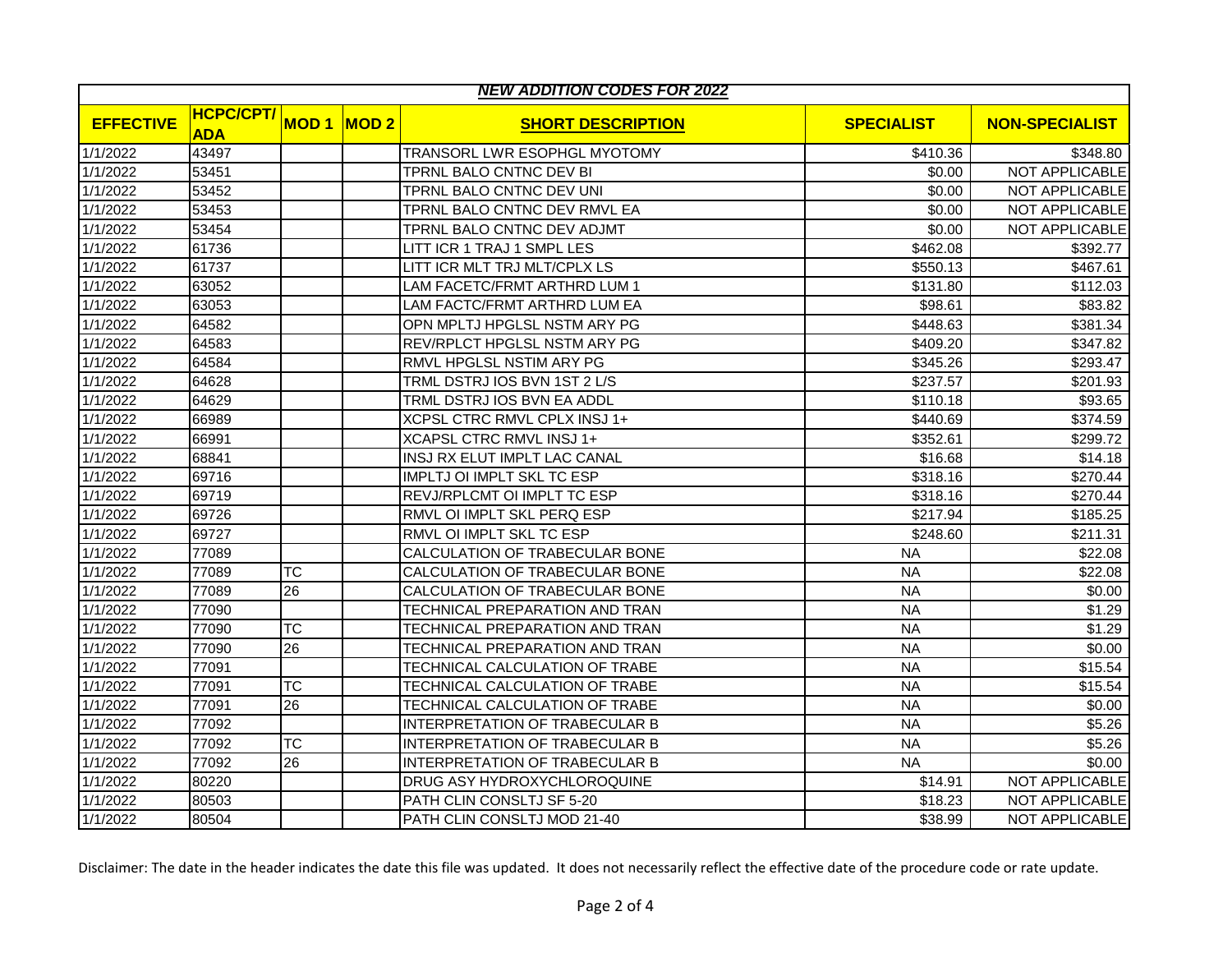| NEW ADDITION CODES FOR 2022 | | | | | | |
|---|---|---|---|---|---|---|
| **EFFECTIVE** | **HCPC/CPT/ADA** | **MOD 1** | **MOD 2** | **SHORT DESCRIPTION** | **SPECIALIST** | **NON-SPECIALIST** |
| 1/1/2022 | 43497 | | | TRANSORL LWR ESOPHGL MYOTOMY | $410.36 | $348.80 |
| 1/1/2022 | 53451 | | | TPRNL BALO CNTNC DEV BI | $0.00 | NOT APPLICABLE |
| 1/1/2022 | 53452 | | | TPRNL BALO CNTNC DEV UNI | $0.00 | NOT APPLICABLE |
| 1/1/2022 | 53453 | | | TPRNL BALO CNTNC DEV RMVL EA | $0.00 | NOT APPLICABLE |
| 1/1/2022 | 53454 | | | TPRNL BALO CNTNC DEV ADJMT | $0.00 | NOT APPLICABLE |
| 1/1/2022 | 61736 | | | LITT ICR 1 TRAJ 1 SMPL LES | $462.08 | $392.77 |
| 1/1/2022 | 61737 | | | LITT ICR MLT TRJ MLT/CPLX LS | $550.13 | $467.61 |
| 1/1/2022 | 63052 | | | LAM FACETC/FRMT ARTHRD LUM 1 | $131.80 | $112.03 |
| 1/1/2022 | 63053 | | | LAM FACTC/FRMT ARTHRD LUM EA | $98.61 | $83.82 |
| 1/1/2022 | 64582 | | | OPN MPLTJ HPGLSL NSTM ARY PG | $448.63 | $381.34 |
| 1/1/2022 | 64583 | | | REV/RPLCT HPGLSL NSTM ARY PG | $409.20 | $347.82 |
| 1/1/2022 | 64584 | | | RMVL HPGLSL NSTIM ARY PG | $345.26 | $293.47 |
| 1/1/2022 | 64628 | | | TRML DSTRJ IOS BVN 1ST 2 L/S | $237.57 | $201.93 |
| 1/1/2022 | 64629 | | | TRML DSTRJ IOS BVN EA ADDL | $110.18 | $93.65 |
| 1/1/2022 | 66989 | | | XCPSL CTRC RMVL CPLX INSJ 1+ | $440.69 | $374.59 |
| 1/1/2022 | 66991 | | | XCAPSL CTRC RMVL INSJ 1+ | $352.61 | $299.72 |
| 1/1/2022 | 68841 | | | INSJ RX ELUT IMPLT LAC CANAL | $16.68 | $14.18 |
| 1/1/2022 | 69716 | | | IMPLTJ OI IMPLT SKL TC ESP | $318.16 | $270.44 |
| 1/1/2022 | 69719 | | | REVJ/RPLCMT OI IMPLT TC ESP | $318.16 | $270.44 |
| 1/1/2022 | 69726 | | | RMVL OI IMPLT SKL PERQ ESP | $217.94 | $185.25 |
| 1/1/2022 | 69727 | | | RMVL OI IMPLT SKL TC ESP | $248.60 | $211.31 |
| 1/1/2022 | 77089 | | | CALCULATION OF TRABECULAR BONE | NA | $22.08 |
| 1/1/2022 | 77089 | TC | | CALCULATION OF TRABECULAR BONE | NA | $22.08 |
| 1/1/2022 | 77089 | 26 | | CALCULATION OF TRABECULAR BONE | NA | $0.00 |
| 1/1/2022 | 77090 | | | TECHNICAL PREPARATION AND TRAN | NA | $1.29 |
| 1/1/2022 | 77090 | TC | | TECHNICAL PREPARATION AND TRAN | NA | $1.29 |
| 1/1/2022 | 77090 | 26 | | TECHNICAL PREPARATION AND TRAN | NA | $0.00 |
| 1/1/2022 | 77091 | | | TECHNICAL CALCULATION OF TRABE | NA | $15.54 |
| 1/1/2022 | 77091 | TC | | TECHNICAL CALCULATION OF TRABE | NA | $15.54 |
| 1/1/2022 | 77091 | 26 | | TECHNICAL CALCULATION OF TRABE | NA | $0.00 |
| 1/1/2022 | 77092 | | | INTERPRETATION OF TRABECULAR B | NA | $5.26 |
| 1/1/2022 | 77092 | TC | | INTERPRETATION OF TRABECULAR B | NA | $5.26 |
| 1/1/2022 | 77092 | 26 | | INTERPRETATION OF TRABECULAR B | NA | $0.00 |
| 1/1/2022 | 80220 | | | DRUG ASY HYDROXYCHLOROQUINE | $14.91 | NOT APPLICABLE |
| 1/1/2022 | 80503 | | | PATH CLIN CONSLTJ SF 5-20 | $18.23 | NOT APPLICABLE |
| 1/1/2022 | 80504 | | | PATH CLIN CONSLTJ MOD 21-40 | $38.99 | NOT APPLICABLE |

Disclaimer: The date in the header indicates the date this file was updated. It does not necessarily reflect the effective date of the procedure code or rate update.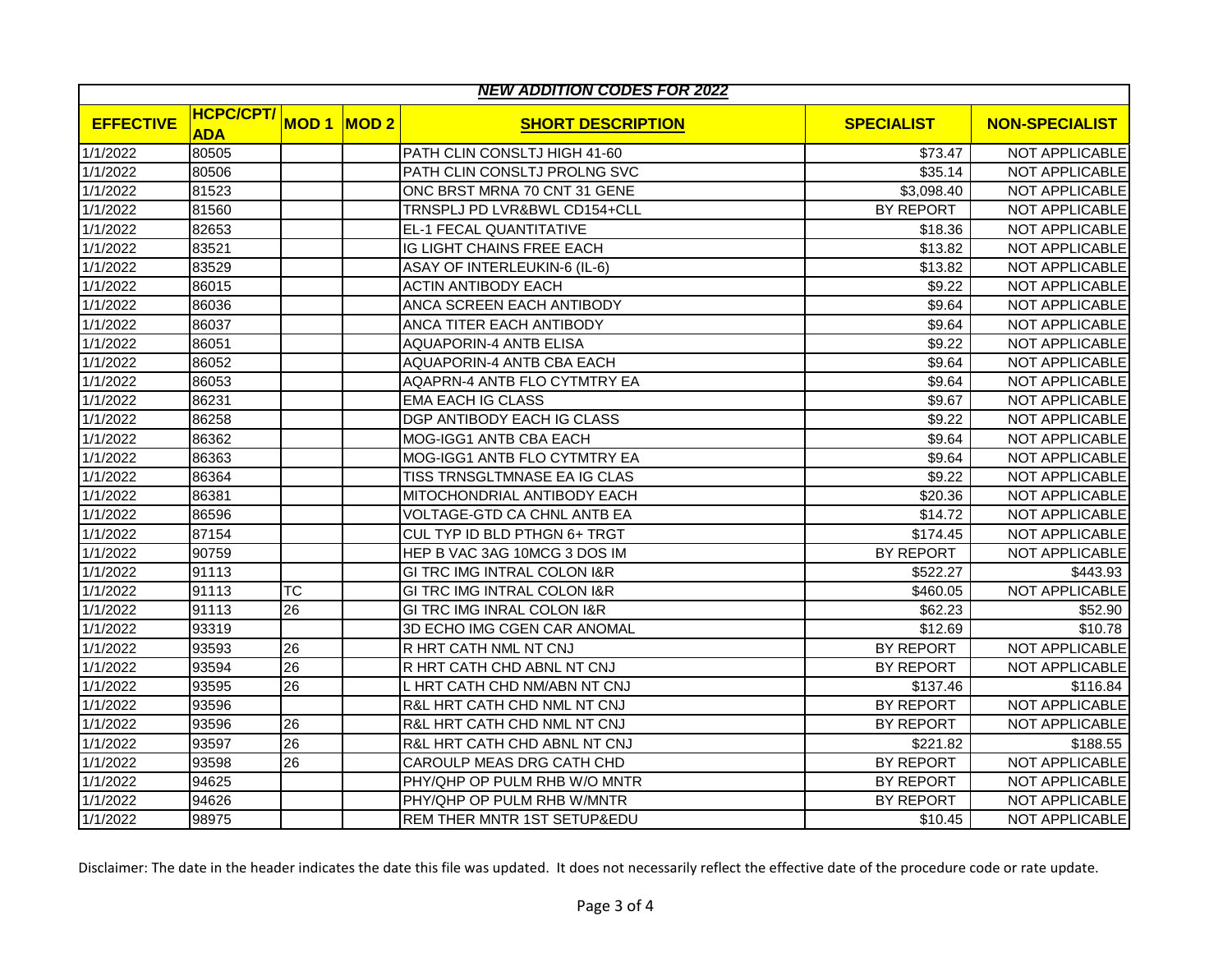| *NEW ADDITION CODES FOR 2022* | | | | | | |
|---|---|---|---|---|---|---|
| **EFFECTIVE** | **HCPC/CPT/ADA** | **MOD 1** | **MOD 2** | **SHORT DESCRIPTION** | **SPECIALIST** | **NON-SPECIALIST** |
| 1/1/2022 | 80505 | | | PATH CLIN CONSLTJ HIGH 41-60 | $73.47 | NOT APPLICABLE |
| 1/1/2022 | 80506 | | | PATH CLIN CONSLTJ PROLNG SVC | $35.14 | NOT APPLICABLE |
| 1/1/2022 | 81523 | | | ONC BRST MRNA 70 CNT 31 GENE | $3,098.40 | NOT APPLICABLE |
| 1/1/2022 | 81560 | | | TRNSPLJ PD LVR&BWL CD154+CLL | BY REPORT | NOT APPLICABLE |
| 1/1/2022 | 82653 | | | EL-1 FECAL QUANTITATIVE | $18.36 | NOT APPLICABLE |
| 1/1/2022 | 83521 | | | IG LIGHT CHAINS FREE EACH | $13.82 | NOT APPLICABLE |
| 1/1/2022 | 83529 | | | ASAY OF INTERLEUKIN-6 (IL-6) | $13.82 | NOT APPLICABLE |
| 1/1/2022 | 86015 | | | ACTIN ANTIBODY EACH | $9.22 | NOT APPLICABLE |
| 1/1/2022 | 86036 | | | ANCA SCREEN EACH ANTIBODY | $9.64 | NOT APPLICABLE |
| 1/1/2022 | 86037 | | | ANCA TITER EACH ANTIBODY | $9.64 | NOT APPLICABLE |
| 1/1/2022 | 86051 | | | AQUAPORIN-4 ANTB ELISA | $9.22 | NOT APPLICABLE |
| 1/1/2022 | 86052 | | | AQUAPORIN-4 ANTB CBA EACH | $9.64 | NOT APPLICABLE |
| 1/1/2022 | 86053 | | | AQAPRN-4 ANTB FLO CYTMTRY EA | $9.64 | NOT APPLICABLE |
| 1/1/2022 | 86231 | | | EMA EACH IG CLASS | $9.67 | NOT APPLICABLE |
| 1/1/2022 | 86258 | | | DGP ANTIBODY EACH IG CLASS | $9.22 | NOT APPLICABLE |
| 1/1/2022 | 86362 | | | MOG-IGG1 ANTB CBA EACH | $9.64 | NOT APPLICABLE |
| 1/1/2022 | 86363 | | | MOG-IGG1 ANTB FLO CYTMTRY EA | $9.64 | NOT APPLICABLE |
| 1/1/2022 | 86364 | | | TISS TRNSGLTMNASE EA IG CLAS | $9.22 | NOT APPLICABLE |
| 1/1/2022 | 86381 | | | MITOCHONDRIAL ANTIBODY EACH | $20.36 | NOT APPLICABLE |
| 1/1/2022 | 86596 | | | VOLTAGE-GTD CA CHNL ANTB EA | $14.72 | NOT APPLICABLE |
| 1/1/2022 | 87154 | | | CUL TYP ID BLD PTHGN 6+ TRGT | $174.45 | NOT APPLICABLE |
| 1/1/2022 | 90759 | | | HEP B VAC 3AG 10MCG 3 DOS IM | BY REPORT | NOT APPLICABLE |
| 1/1/2022 | 91113 | | | GI TRC IMG INTRAL COLON I&R | $522.27 | $443.93 |
| 1/1/2022 | 91113 | TC | | GI TRC IMG INTRAL COLON I&R | $460.05 | NOT APPLICABLE |
| 1/1/2022 | 91113 | 26 | | GI TRC IMG INRAL COLON I&R | $62.23 | $52.90 |
| 1/1/2022 | 93319 | | | 3D ECHO IMG CGEN CAR ANOMAL | $12.69 | $10.78 |
| 1/1/2022 | 93593 | 26 | | R HRT CATH NML NT CNJ | BY REPORT | NOT APPLICABLE |
| 1/1/2022 | 93594 | 26 | | R HRT CATH CHD ABNL NT CNJ | BY REPORT | NOT APPLICABLE |
| 1/1/2022 | 93595 | 26 | | L HRT CATH CHD NM/ABN NT CNJ | $137.46 | $116.84 |
| 1/1/2022 | 93596 | | | R&L HRT CATH CHD NML NT CNJ | BY REPORT | NOT APPLICABLE |
| 1/1/2022 | 93596 | 26 | | R&L HRT CATH CHD NML NT CNJ | BY REPORT | NOT APPLICABLE |
| 1/1/2022 | 93597 | 26 | | R&L HRT CATH CHD ABNL NT CNJ | $221.82 | $188.55 |
| 1/1/2022 | 93598 | 26 | | CAROULP MEAS DRG CATH CHD | BY REPORT | NOT APPLICABLE |
| 1/1/2022 | 94625 | | | PHY/QHP OP PULM RHB W/O MNTR | BY REPORT | NOT APPLICABLE |
| 1/1/2022 | 94626 | | | PHY/QHP OP PULM RHB W/MNTR | BY REPORT | NOT APPLICABLE |
| 1/1/2022 | 98975 | | | REM THER MNTR 1ST SETUP&EDU | $10.45 | NOT APPLICABLE |

Disclaimer: The date in the header indicates the date this file was updated. It does not necessarily reflect the effective date of the procedure code or rate update.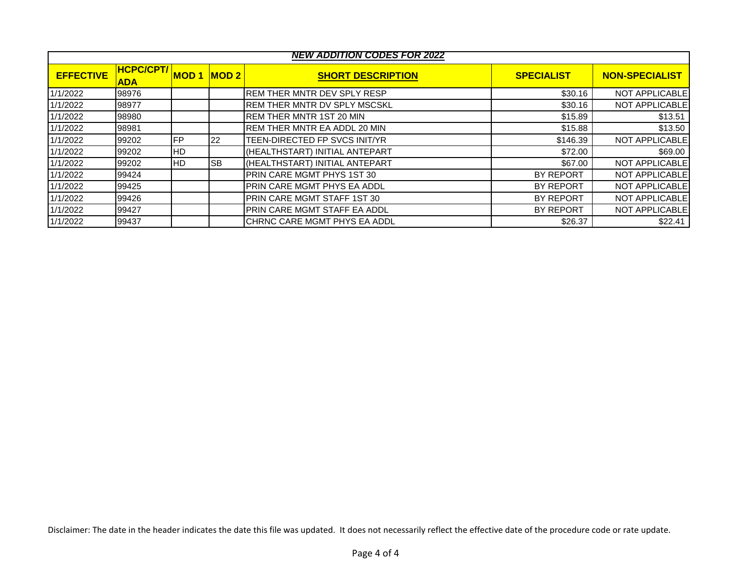| NEW ADDITION CODES FOR 2022 | | | | | | |
|---|---|---|---|---|---|---|
| **EFFECTIVE** | **HCPC/CPT/ ADA** | **MOD 1** | **MOD 2** | **SHORT DESCRIPTION** | **SPECIALIST** | **NON-SPECIALIST** |
| 1/1/2022 | 98976 | | | REM THER MNTR DEV SPLY RESP | $30.16 | NOT APPLICABLE |
| 1/1/2022 | 98977 | | | REM THER MNTR DV SPLY MSCSKL | $30.16 | NOT APPLICABLE |
| 1/1/2022 | 98980 | | | REM THER MNTR 1ST 20 MIN | $15.89 | $13.51 |
| 1/1/2022 | 98981 | | | REM THER MNTR EA ADDL 20 MIN | $15.88 | $13.50 |
| 1/1/2022 | 99202 | FP | 22 | TEEN-DIRECTED FP SVCS INIT/YR | $146.39 | NOT APPLICABLE |
| 1/1/2022 | 99202 | HD | | (HEALTHSTART) INITIAL ANTEPART | $72.00 | $69.00 |
| 1/1/2022 | 99202 | HD | SB | (HEALTHSTART) INITIAL ANTEPART | $67.00 | NOT APPLICABLE |
| 1/1/2022 | 99424 | | | PRIN CARE MGMT PHYS 1ST 30 | BY REPORT | NOT APPLICABLE |
| 1/1/2022 | 99425 | | | PRIN CARE MGMT PHYS EA ADDL | BY REPORT | NOT APPLICABLE |
| 1/1/2022 | 99426 | | | PRIN CARE MGMT STAFF 1ST 30 | BY REPORT | NOT APPLICABLE |
| 1/1/2022 | 99427 | | | PRIN CARE MGMT STAFF EA ADDL | BY REPORT | NOT APPLICABLE |
| 1/1/2022 | 99437 | | | CHRNC CARE MGMT PHYS EA ADDL | $26.37 | $22.41 |

Disclaimer: The date in the header indicates the date this file was updated. It does not necessarily reflect the effective date of the procedure code or rate update.